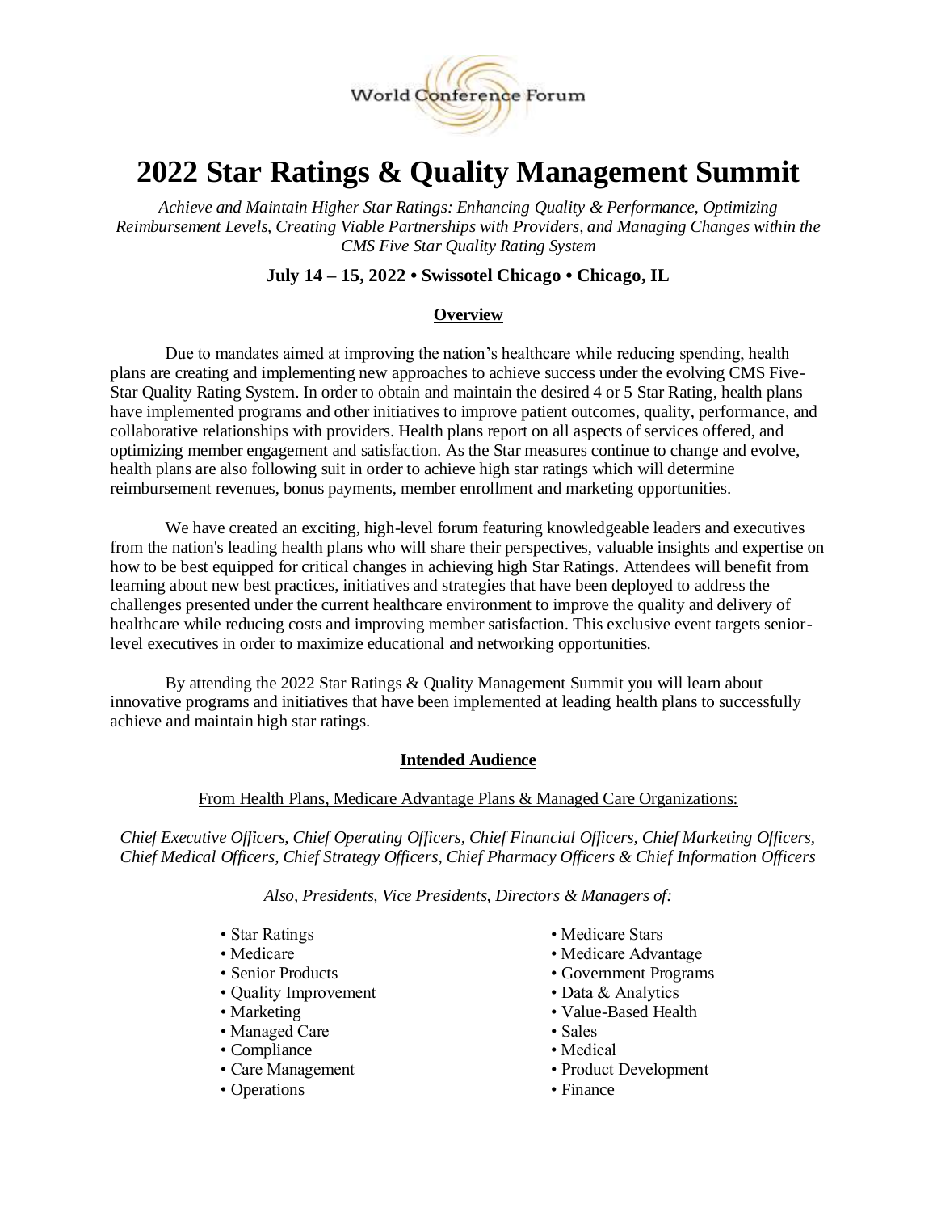World Conference Forum

# 2022 Star Ratings & Quality Management Summit

*Achieve and Maintain Higher Star Ratings: Enhancing Quality & Performance, Optimizing Reimbursement Levels, Creating Viable Partnerships with Providers, and Managing Changes within the CMS Five Star Quality Rating System*

**July 14 – 15, 2022 • Swissotel Chicago • Chicago, IL**

## Overview

Due to mandates aimed at improving the nation's healthcare while reducing spending, health plans are creating and implementing new approaches to achieve success under the evolving CMS Five-Star Quality Rating System. In order to obtain and maintain the desired 4 or 5 Star Rating, health plans have implemented programs and other initiatives to improve patient outcomes, quality, performance, and collaborative relationships with providers. Health plans report on all aspects of services offered, and optimizing member engagement and satisfaction. As the Star measures continue to change and evolve, health plans are also following suit in order to achieve high star ratings which will determine reimbursement revenues, bonus payments, member enrollment and marketing opportunities.

We have created an exciting, high-level forum featuring knowledgeable leaders and executives from the nation's leading health plans who will share their perspectives, valuable insights and expertise on how to be best equipped for critical changes in achieving high Star Ratings. Attendees will benefit from learning about new best practices, initiatives and strategies that have been deployed to address the challenges presented under the current healthcare environment to improve the quality and delivery of healthcare while reducing costs and improving member satisfaction. This exclusive event targets senior-level executives in order to maximize educational and networking opportunities.

By attending the 2022 Star Ratings & Quality Management Summit you will learn about innovative programs and initiatives that have been implemented at leading health plans to successfully achieve and maintain high star ratings.

## Intended Audience

From Health Plans, Medicare Advantage Plans & Managed Care Organizations:

*Chief Executive Officers, Chief Operating Officers, Chief Financial Officers, Chief Marketing Officers, Chief Medical Officers, Chief Strategy Officers, Chief Pharmacy Officers & Chief Information Officers*

*Also, Presidents, Vice Presidents, Directors & Managers of:*

- Star Ratings
- Medicare
- Senior Products
- Quality Improvement
- Marketing
- Managed Care
- Compliance
- Care Management
- Operations
- Medicare Stars
- Medicare Advantage
- Government Programs
- Data & Analytics
- Value-Based Health
- Sales
- Medical
- Product Development
- Finance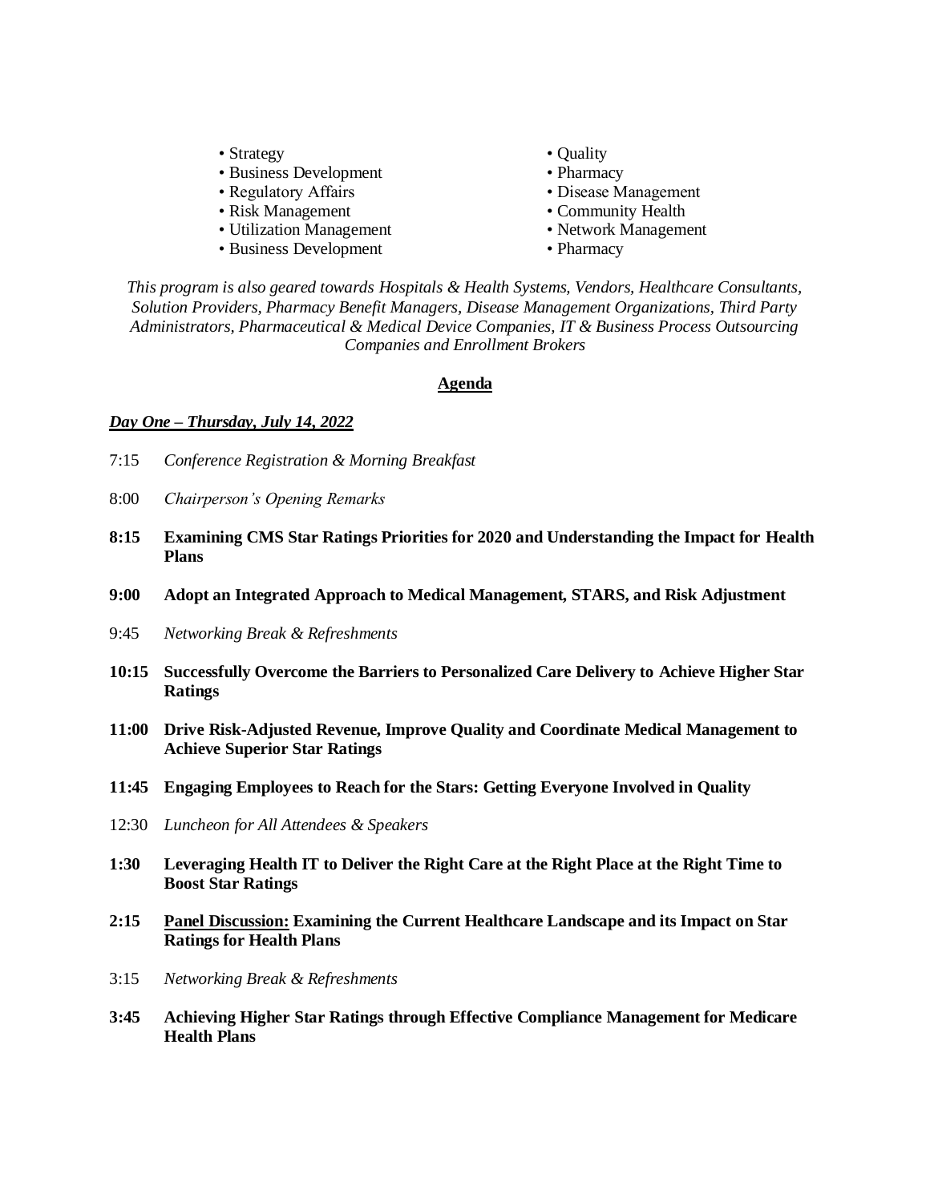- Strategy
- Business Development
- Regulatory Affairs
- Risk Management
- Utilization Management
- Business Development
- Quality
- Pharmacy
- Disease Management
- Community Health
- Network Management
- Pharmacy

*This program is also geared towards Hospitals & Health Systems, Vendors, Healthcare Consultants, Solution Providers, Pharmacy Benefit Managers, Disease Management Organizations, Third Party Administrators, Pharmaceutical & Medical Device Companies, IT & Business Process Outsourcing Companies and Enrollment Brokers*

## Agenda

***Day One – Thursday, July 14, 2022***

7:15 *Conference Registration & Morning Breakfast*

8:00 *Chairperson's Opening Remarks*

**8:15 Examining CMS Star Ratings Priorities for 2020 and Understanding the Impact for Health Plans**

**9:00 Adopt an Integrated Approach to Medical Management, STARS, and Risk Adjustment**

9:45 *Networking Break & Refreshments*

**10:15 Successfully Overcome the Barriers to Personalized Care Delivery to Achieve Higher Star Ratings**

**11:00 Drive Risk-Adjusted Revenue, Improve Quality and Coordinate Medical Management to Achieve Superior Star Ratings**

**11:45 Engaging Employees to Reach for the Stars: Getting Everyone Involved in Quality**

12:30 *Luncheon for All Attendees & Speakers*

**1:30 Leveraging Health IT to Deliver the Right Care at the Right Place at the Right Time to Boost Star Ratings**

**2:15 Panel Discussion: Examining the Current Healthcare Landscape and its Impact on Star Ratings for Health Plans**

3:15 *Networking Break & Refreshments*

**3:45 Achieving Higher Star Ratings through Effective Compliance Management for Medicare Health Plans**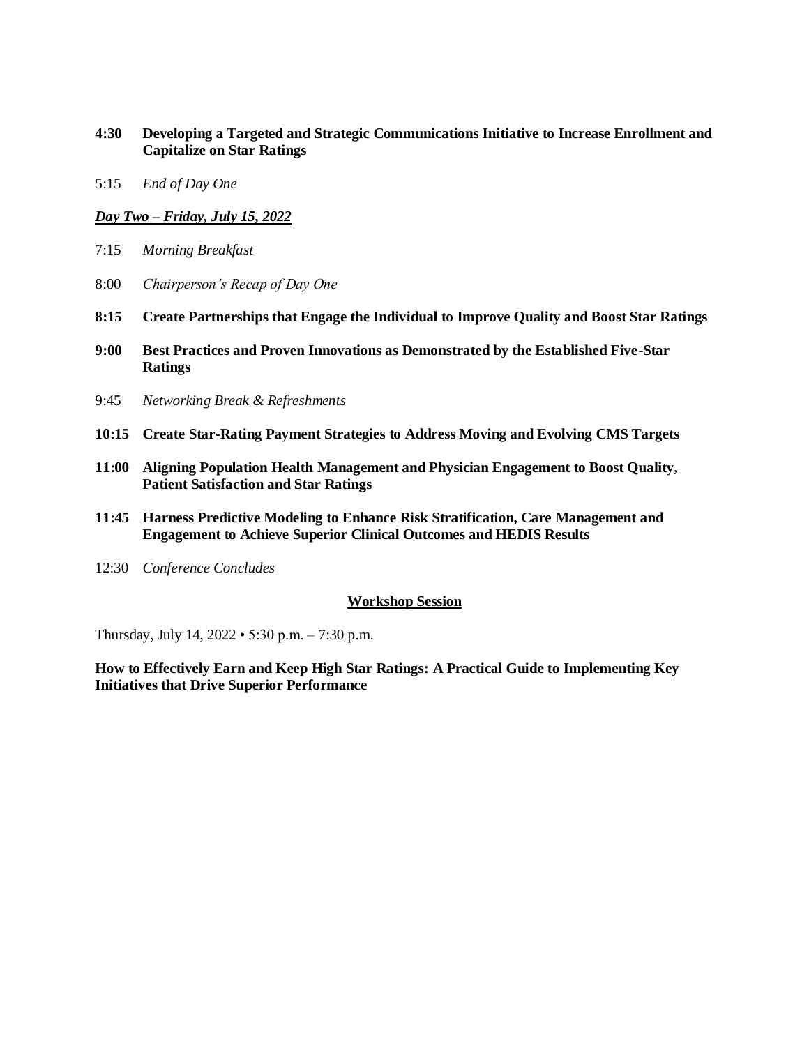**4:30 Developing a Targeted and Strategic Communications Initiative to Increase Enrollment and Capitalize on Star Ratings**

5:15 *End of Day One*

***Day Two – Friday, July 15, 2022***

7:15 *Morning Breakfast*

8:00 *Chairperson's Recap of Day One*

**8:15 Create Partnerships that Engage the Individual to Improve Quality and Boost Star Ratings**

**9:00 Best Practices and Proven Innovations as Demonstrated by the Established Five-Star Ratings**

9:45 *Networking Break & Refreshments*

**10:15 Create Star-Rating Payment Strategies to Address Moving and Evolving CMS Targets**

**11:00 Aligning Population Health Management and Physician Engagement to Boost Quality, Patient Satisfaction and Star Ratings**

**11:45 Harness Predictive Modeling to Enhance Risk Stratification, Care Management and Engagement to Achieve Superior Clinical Outcomes and HEDIS Results**

12:30 *Conference Concludes*

**Workshop Session**

Thursday, July 14, 2022 • 5:30 p.m. – 7:30 p.m.

**How to Effectively Earn and Keep High Star Ratings: A Practical Guide to Implementing Key Initiatives that Drive Superior Performance**